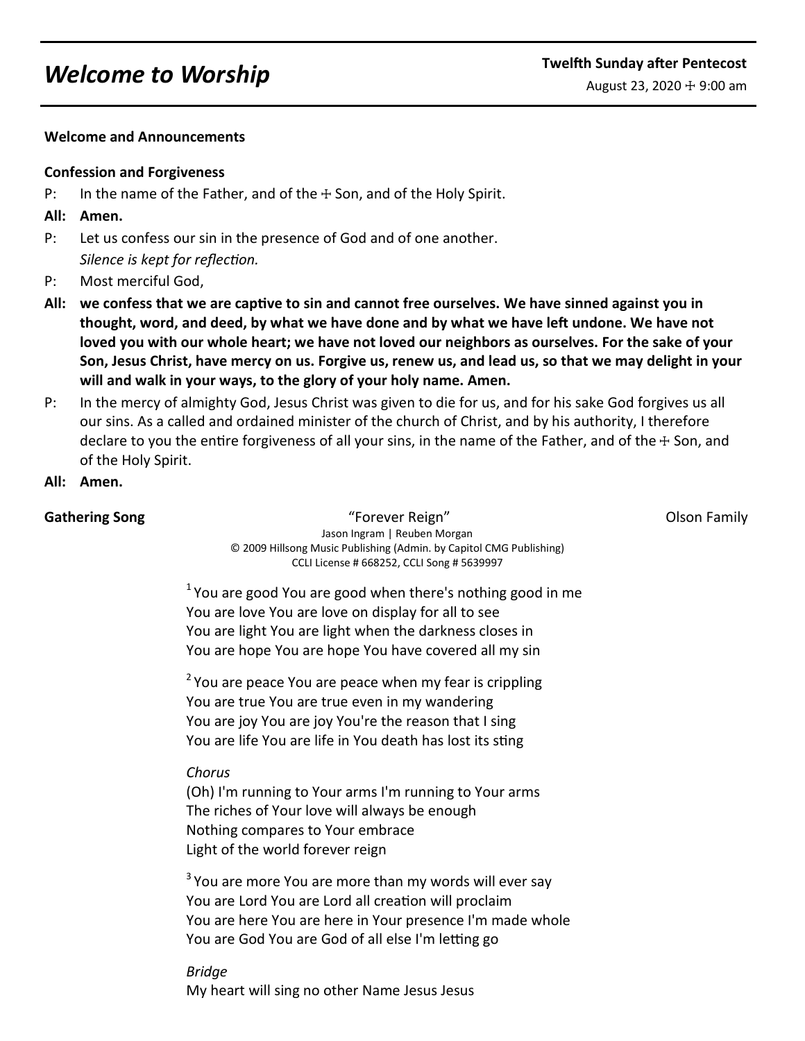# *Welcome to Worship*

**Twelfth Sunday after Pentecost**

August 23, 2020 ☩ 9:00 am

**Welcome and Announcements**

**Confession and Forgiveness**

P: In the name of the Father, and of the ☩ Son, and of the Holy Spirit.

**All: Amen.**

P: Let us confess our sin in the presence of God and of one another.
*Silence is kept for reflection.*

P: Most merciful God,

**All: we confess that we are captive to sin and cannot free ourselves. We have sinned against you in thought, word, and deed, by what we have done and by what we have left undone. We have not loved you with our whole heart; we have not loved our neighbors as ourselves. For the sake of your Son, Jesus Christ, have mercy on us. Forgive us, renew us, and lead us, so that we may delight in your will and walk in your ways, to the glory of your holy name. Amen.**

P: In the mercy of almighty God, Jesus Christ was given to die for us, and for his sake God forgives us all our sins. As a called and ordained minister of the church of Christ, and by his authority, I therefore declare to you the entire forgiveness of all your sins, in the name of the Father, and of the ☩ Son, and of the Holy Spirit.

**All: Amen.**

**Gathering Song** "Forever Reign" Olson Family

Jason Ingram | Reuben Morgan
© 2009 Hillsong Music Publishing (Admin. by Capitol CMG Publishing)
CCLI License # 668252, CCLI Song # 5639997

[1] You are good You are good when there's nothing good in me
You are love You are love on display for all to see
You are light You are light when the darkness closes in
You are hope You are hope You have covered all my sin

[2] You are peace You are peace when my fear is crippling
You are true You are true even in my wandering
You are joy You are joy You're the reason that I sing
You are life You are life in You death has lost its sting

*Chorus*
(Oh) I'm running to Your arms I'm running to Your arms
The riches of Your love will always be enough
Nothing compares to Your embrace
Light of the world forever reign

[3] You are more You are more than my words will ever say
You are Lord You are Lord all creation will proclaim
You are here You are here in Your presence I'm made whole
You are God You are God of all else I'm letting go

*Bridge*
My heart will sing no other Name Jesus Jesus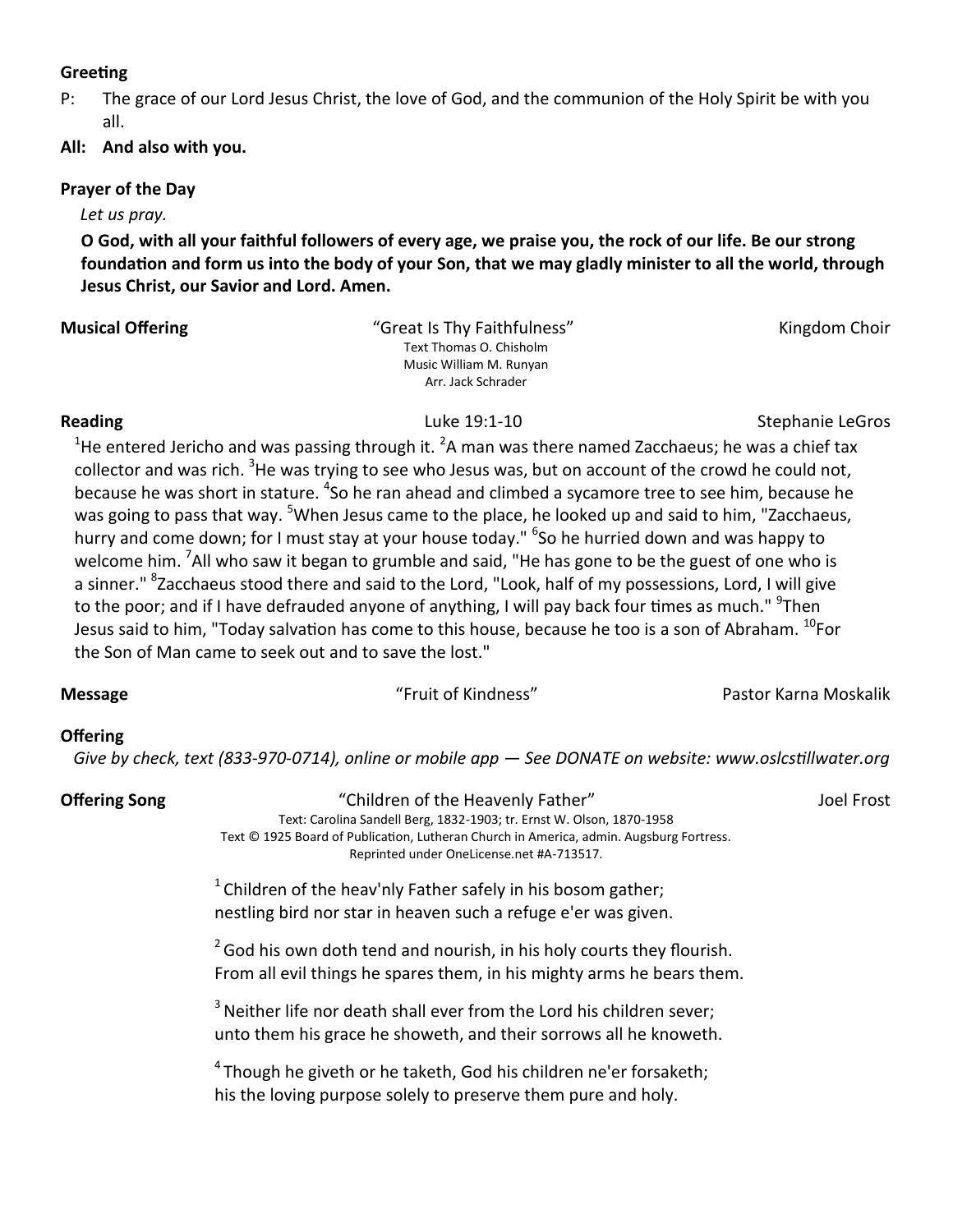**Greeting**

P: The grace of our Lord Jesus Christ, the love of God, and the communion of the Holy Spirit be with you all.

**All: And also with you.**

**Prayer of the Day**

*Let us pray.*

**O God, with all your faithful followers of every age, we praise you, the rock of our life. Be our strong foundation and form us into the body of your Son, that we may gladly minister to all the world, through Jesus Christ, our Savior and Lord. Amen.**

**Musical Offering** "Great Is Thy Faithfulness" Kingdom Choir

Text Thomas O. Chisholm
Music William M. Runyan
Arr. Jack Schrader

**Reading** Luke 19:1-10 Stephanie LeGros

[1]He entered Jericho and was passing through it. [2]A man was there named Zacchaeus; he was a chief tax collector and was rich. [3]He was trying to see who Jesus was, but on account of the crowd he could not, because he was short in stature. [4]So he ran ahead and climbed a sycamore tree to see him, because he was going to pass that way. [5]When Jesus came to the place, he looked up and said to him, "Zacchaeus, hurry and come down; for I must stay at your house today." [6]So he hurried down and was happy to welcome him. [7]All who saw it began to grumble and said, "He has gone to be the guest of one who is a sinner." [8]Zacchaeus stood there and said to the Lord, "Look, half of my possessions, Lord, I will give to the poor; and if I have defrauded anyone of anything, I will pay back four times as much." [9]Then Jesus said to him, "Today salvation has come to this house, because he too is a son of Abraham. [10]For the Son of Man came to seek out and to save the lost."

**Message** "Fruit of Kindness" Pastor Karna Moskalik

**Offering**

*Give by check, text (833-970-0714), online or mobile app — See DONATE on website: www.oslcstillwater.org*

**Offering Song** "Children of the Heavenly Father" Joel Frost

Text: Carolina Sandell Berg, 1832-1903; tr. Ernst W. Olson, 1870-1958
Text © 1925 Board of Publication, Lutheran Church in America, admin. Augsburg Fortress.
Reprinted under OneLicense.net #A-713517.

[1] Children of the heav'nly Father safely in his bosom gather;
nestling bird nor star in heaven such a refuge e'er was given.

[2] God his own doth tend and nourish, in his holy courts they flourish.
From all evil things he spares them, in his mighty arms he bears them.

[3] Neither life nor death shall ever from the Lord his children sever;
unto them his grace he showeth, and their sorrows all he knoweth.

[4] Though he giveth or he taketh, God his children ne'er forsaketh;
his the loving purpose solely to preserve them pure and holy.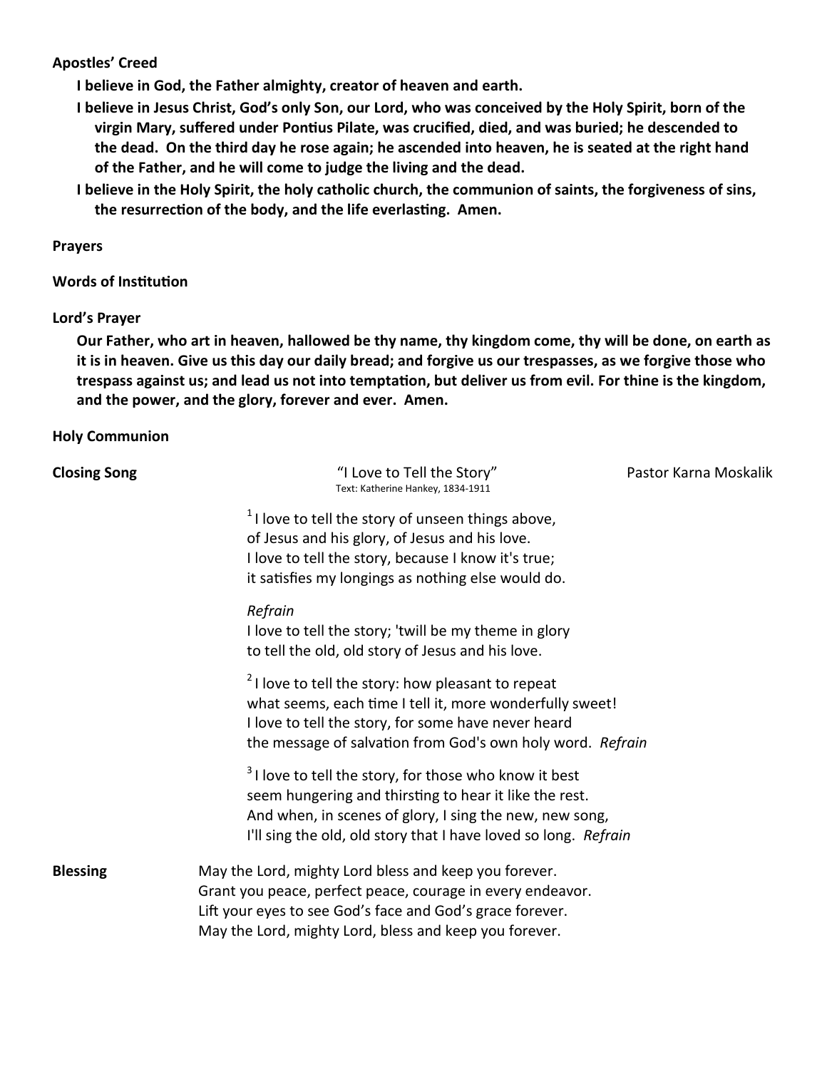**Apostles' Creed**

**I believe in God, the Father almighty, creator of heaven and earth.**

**I believe in Jesus Christ, God's only Son, our Lord, who was conceived by the Holy Spirit, born of the virgin Mary, suffered under Pontius Pilate, was crucified, died, and was buried; he descended to the dead. On the third day he rose again; he ascended into heaven, he is seated at the right hand of the Father, and he will come to judge the living and the dead.**

**I believe in the Holy Spirit, the holy catholic church, the communion of saints, the forgiveness of sins, the resurrection of the body, and the life everlasting. Amen.**

**Prayers**

**Words of Institution**

**Lord's Prayer**

**Our Father, who art in heaven, hallowed be thy name, thy kingdom come, thy will be done, on earth as it is in heaven. Give us this day our daily bread; and forgive us our trespasses, as we forgive those who trespass against us; and lead us not into temptation, but deliver us from evil. For thine is the kingdom, and the power, and the glory, forever and ever. Amen.**

**Holy Communion**

**Closing Song** "I Love to Tell the Story" Pastor Karna Moskalik

Text: Katherine Hankey, 1834-1911

[1] I love to tell the story of unseen things above,
of Jesus and his glory, of Jesus and his love.
I love to tell the story, because I know it's true;
it satisfies my longings as nothing else would do.

*Refrain*
I love to tell the story; 'twill be my theme in glory
to tell the old, old story of Jesus and his love.

[2] I love to tell the story: how pleasant to repeat
what seems, each time I tell it, more wonderfully sweet!
I love to tell the story, for some have never heard
the message of salvation from God's own holy word. *Refrain*

[3] I love to tell the story, for those who know it best
seem hungering and thirsting to hear it like the rest.
And when, in scenes of glory, I sing the new, new song,
I'll sing the old, old story that I have loved so long. *Refrain*

**Blessing**

May the Lord, mighty Lord bless and keep you forever.
Grant you peace, perfect peace, courage in every endeavor.
Lift your eyes to see God's face and God's grace forever.
May the Lord, mighty Lord, bless and keep you forever.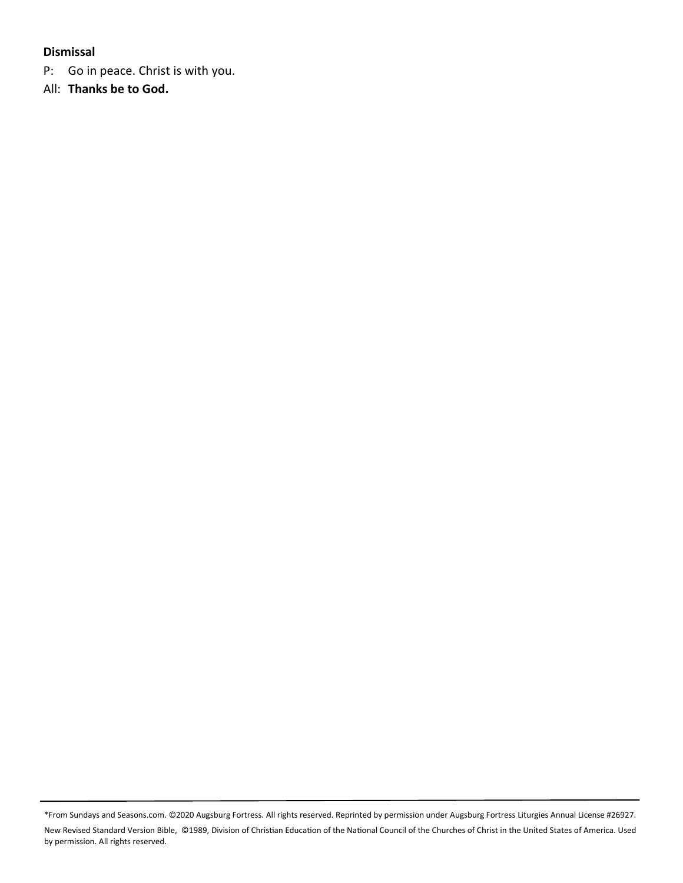**Dismissal**

P: Go in peace. Christ is with you.

All: **Thanks be to God.**

---

*From Sundays and Seasons.com. ©2020 Augsburg Fortress. All rights reserved. Reprinted by permission under Augsburg Fortress Liturgies Annual License #26927.

New Revised Standard Version Bible, ©1989, Division of Christian Education of the National Council of the Churches of Christ in the United States of America. Used by permission. All rights reserved.